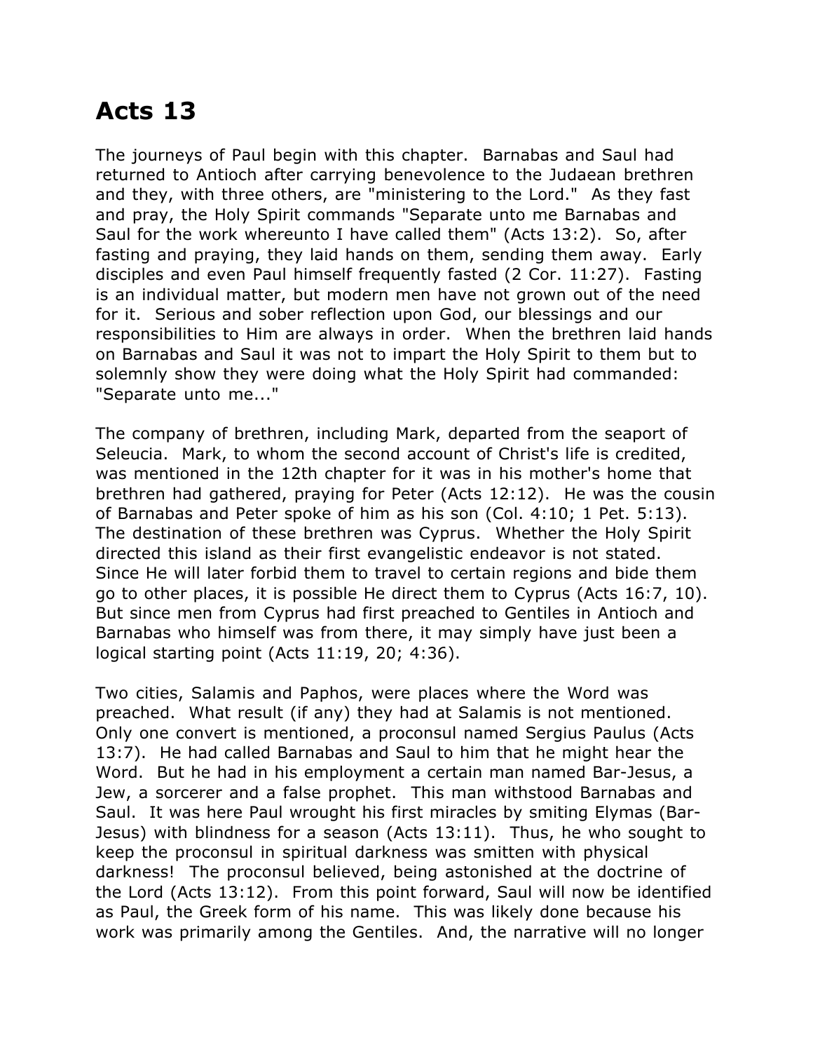# Acts 13

The journeys of Paul begin with this chapter. Barnabas and Saul had returned to Antioch after carrying benevolence to the Judaean brethren and they, with three others, are "ministering to the Lord." As they fast and pray, the Holy Spirit commands "Separate unto me Barnabas and Saul for the work whereunto I have called them" (Acts 13:2). So, after fasting and praying, they laid hands on them, sending them away. Early disciples and even Paul himself frequently fasted (2 Cor. 11:27). Fasting is an individual matter, but modern men have not grown out of the need for it. Serious and sober reflection upon God, our blessings and our responsibilities to Him are always in order. When the brethren laid hands on Barnabas and Saul it was not to impart the Holy Spirit to them but to solemnly show they were doing what the Holy Spirit had commanded: "Separate unto me..."

The company of brethren, including Mark, departed from the seaport of Seleucia. Mark, to whom the second account of Christ's life is credited, was mentioned in the 12th chapter for it was in his mother's home that brethren had gathered, praying for Peter (Acts 12:12). He was the cousin of Barnabas and Peter spoke of him as his son (Col. 4:10; 1 Pet. 5:13). The destination of these brethren was Cyprus. Whether the Holy Spirit directed this island as their first evangelistic endeavor is not stated. Since He will later forbid them to travel to certain regions and bide them go to other places, it is possible He direct them to Cyprus (Acts 16:7, 10). But since men from Cyprus had first preached to Gentiles in Antioch and Barnabas who himself was from there, it may simply have just been a logical starting point (Acts 11:19, 20; 4:36).

Two cities, Salamis and Paphos, were places where the Word was preached. What result (if any) they had at Salamis is not mentioned. Only one convert is mentioned, a proconsul named Sergius Paulus (Acts 13:7). He had called Barnabas and Saul to him that he might hear the Word. But he had in his employment a certain man named Bar-Jesus, a Jew, a sorcerer and a false prophet. This man withstood Barnabas and Saul. It was here Paul wrought his first miracles by smiting Elymas (Bar-Jesus) with blindness for a season (Acts 13:11). Thus, he who sought to keep the proconsul in spiritual darkness was smitten with physical darkness! The proconsul believed, being astonished at the doctrine of the Lord (Acts 13:12). From this point forward, Saul will now be identified as Paul, the Greek form of his name. This was likely done because his work was primarily among the Gentiles. And, the narrative will no longer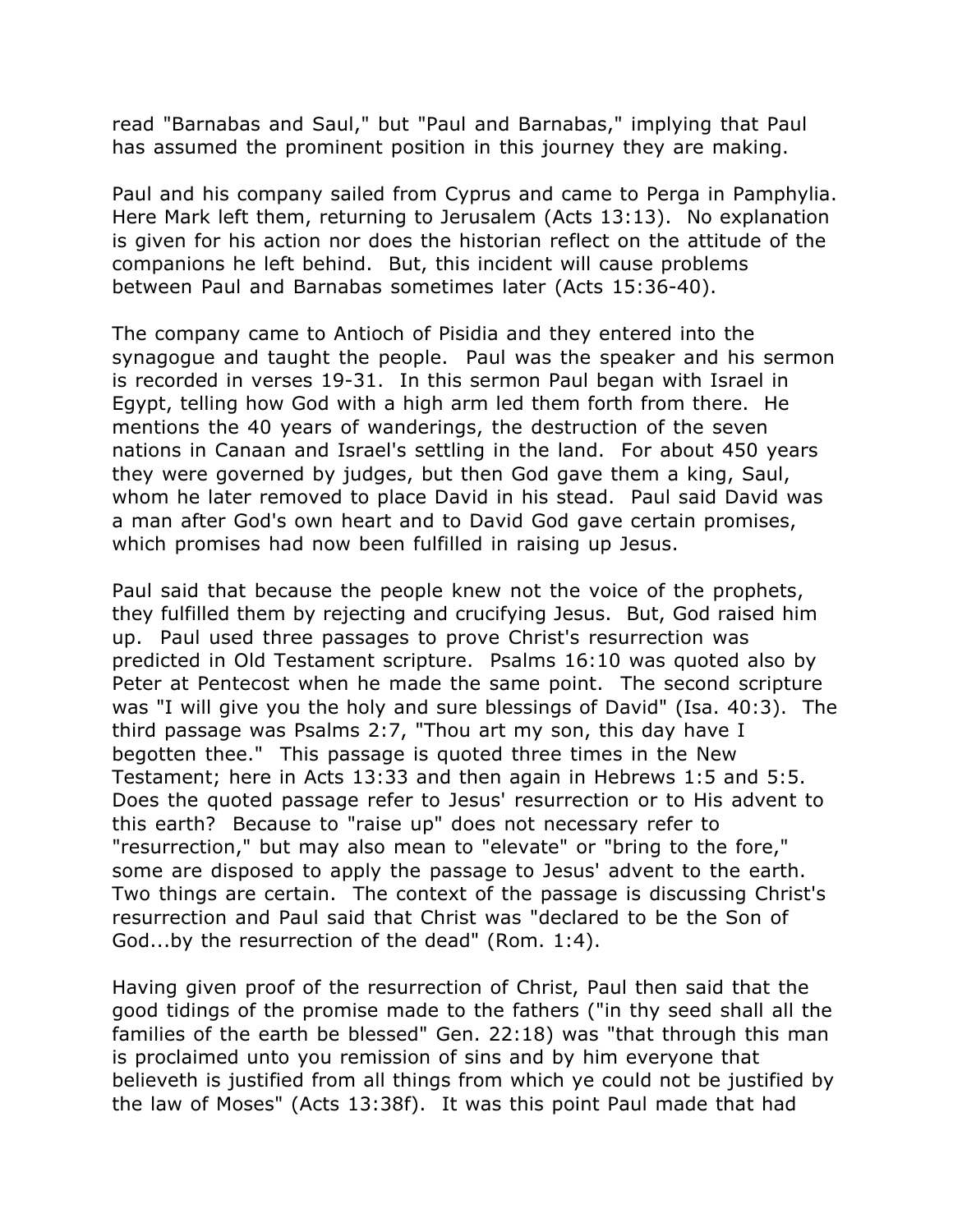read "Barnabas and Saul," but "Paul and Barnabas," implying that Paul has assumed the prominent position in this journey they are making.

Paul and his company sailed from Cyprus and came to Perga in Pamphylia. Here Mark left them, returning to Jerusalem (Acts 13:13). No explanation is given for his action nor does the historian reflect on the attitude of the companions he left behind. But, this incident will cause problems between Paul and Barnabas sometimes later (Acts 15:36-40).

The company came to Antioch of Pisidia and they entered into the synagogue and taught the people. Paul was the speaker and his sermon is recorded in verses 19-31. In this sermon Paul began with Israel in Egypt, telling how God with a high arm led them forth from there. He mentions the 40 years of wanderings, the destruction of the seven nations in Canaan and Israel's settling in the land. For about 450 years they were governed by judges, but then God gave them a king, Saul, whom he later removed to place David in his stead. Paul said David was a man after God's own heart and to David God gave certain promises, which promises had now been fulfilled in raising up Jesus.

Paul said that because the people knew not the voice of the prophets, they fulfilled them by rejecting and crucifying Jesus. But, God raised him up. Paul used three passages to prove Christ's resurrection was predicted in Old Testament scripture. Psalms 16:10 was quoted also by Peter at Pentecost when he made the same point. The second scripture was "I will give you the holy and sure blessings of David" (Isa. 40:3). The third passage was Psalms 2:7, "Thou art my son, this day have I begotten thee." This passage is quoted three times in the New Testament; here in Acts 13:33 and then again in Hebrews 1:5 and 5:5. Does the quoted passage refer to Jesus' resurrection or to His advent to this earth? Because to "raise up" does not necessary refer to "resurrection," but may also mean to "elevate" or "bring to the fore," some are disposed to apply the passage to Jesus' advent to the earth. Two things are certain. The context of the passage is discussing Christ's resurrection and Paul said that Christ was "declared to be the Son of God...by the resurrection of the dead" (Rom. 1:4).

Having given proof of the resurrection of Christ, Paul then said that the good tidings of the promise made to the fathers ("in thy seed shall all the families of the earth be blessed" Gen. 22:18) was "that through this man is proclaimed unto you remission of sins and by him everyone that believeth is justified from all things from which ye could not be justified by the law of Moses" (Acts 13:38f). It was this point Paul made that had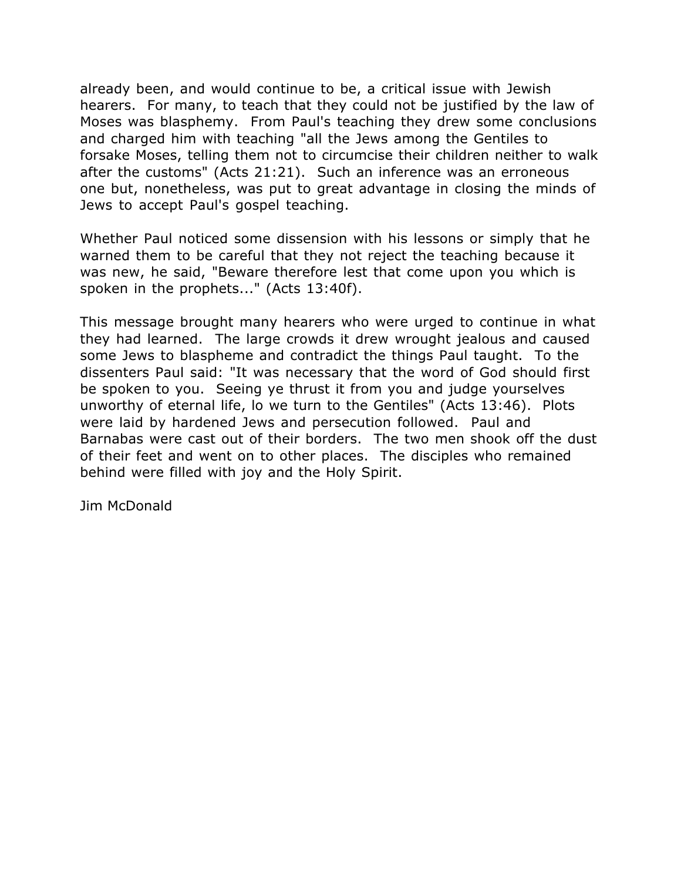already been, and would continue to be, a critical issue with Jewish hearers. For many, to teach that they could not be justified by the law of Moses was blasphemy. From Paul's teaching they drew some conclusions and charged him with teaching "all the Jews among the Gentiles to forsake Moses, telling them not to circumcise their children neither to walk after the customs" (Acts 21:21). Such an inference was an erroneous one but, nonetheless, was put to great advantage in closing the minds of Jews to accept Paul's gospel teaching.

Whether Paul noticed some dissension with his lessons or simply that he warned them to be careful that they not reject the teaching because it was new, he said, "Beware therefore lest that come upon you which is spoken in the prophets..." (Acts 13:40f).

This message brought many hearers who were urged to continue in what they had learned. The large crowds it drew wrought jealous and caused some Jews to blaspheme and contradict the things Paul taught. To the dissenters Paul said: "It was necessary that the word of God should first be spoken to you. Seeing ye thrust it from you and judge yourselves unworthy of eternal life, lo we turn to the Gentiles" (Acts 13:46). Plots were laid by hardened Jews and persecution followed. Paul and Barnabas were cast out of their borders. The two men shook off the dust of their feet and went on to other places. The disciples who remained behind were filled with joy and the Holy Spirit.

Jim McDonald